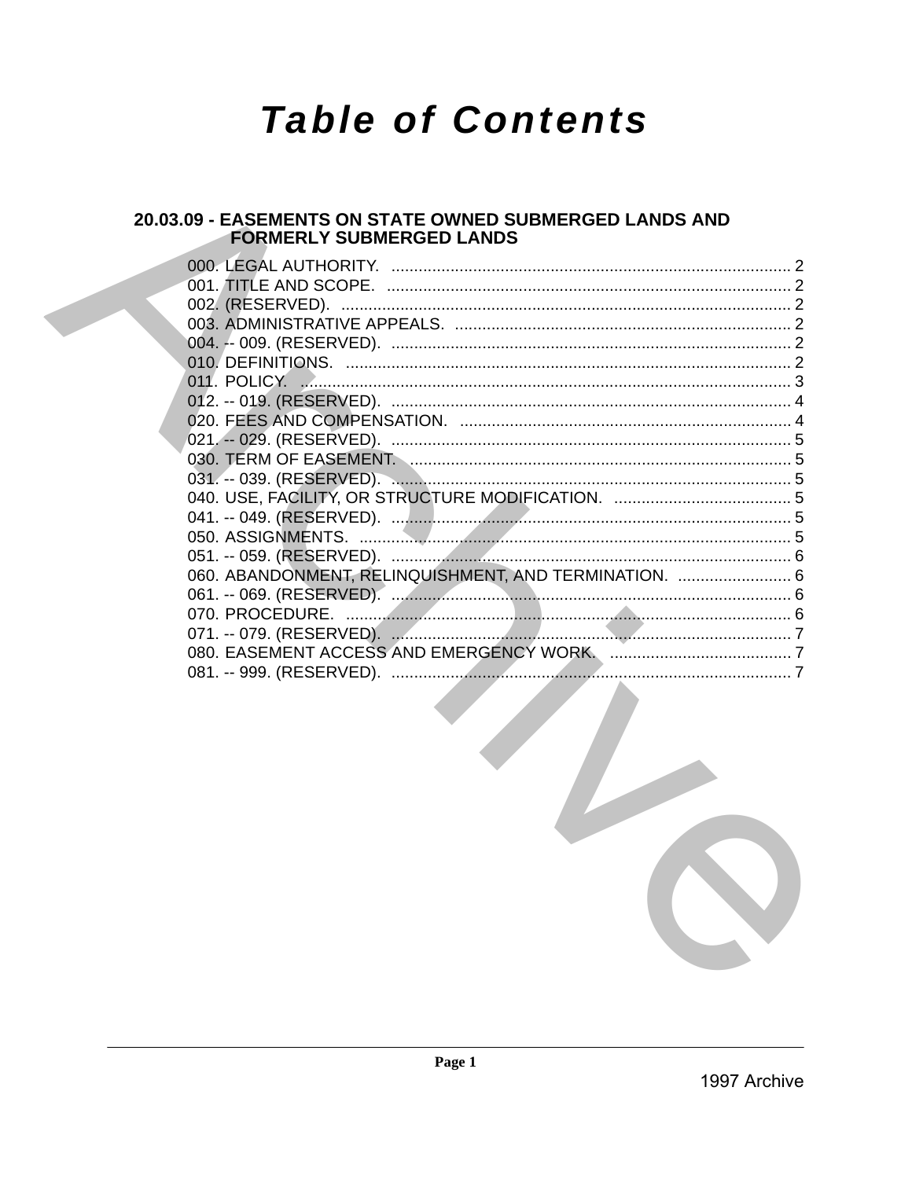# Table of Contents

## 20.03.09 - EASEMENTS ON STATE OWNED SUBMERGED LANDS AND FORMERLY SUBMERGED LANDS

000. LEGAL AUTHORITY. ........................................................................................ 2
001. TITLE AND SCOPE. .......................................................................................... 2
002. (RESERVED). .................................................................................................... 2
003. ADMINISTRATIVE APPEALS. ........................................................................... 2
004. -- 009. (RESERVED). ......................................................................................... 2
010. DEFINITIONS. .................................................................................................... 2
011. POLICY. ............................................................................................................. 3
012. -- 019. (RESERVED). ......................................................................................... 4
020. FEES AND COMPENSATION. .......................................................................... 4
021. -- 029. (RESERVED). ......................................................................................... 5
030. TERM OF EASEMENT. ..................................................................................... 5
031. -- 039. (RESERVED). ......................................................................................... 5
040. USE, FACILITY, OR STRUCTURE MODIFICATION. ........................................ 5
041. -- 049. (RESERVED). ......................................................................................... 5
050. ASSIGNMENTS. ................................................................................................ 5
051. -- 059. (RESERVED). ......................................................................................... 6
060. ABANDONMENT, RELINQUISHMENT, AND TERMINATION. .......................... 6
061. -- 069. (RESERVED). ......................................................................................... 6
070. PROCEDURE. ................................................................................................... 6
071. -- 079. (RESERVED). ......................................................................................... 7
080. EASEMENT ACCESS AND EMERGENCY WORK. ......................................... 7
081. -- 999. (RESERVED). ......................................................................................... 7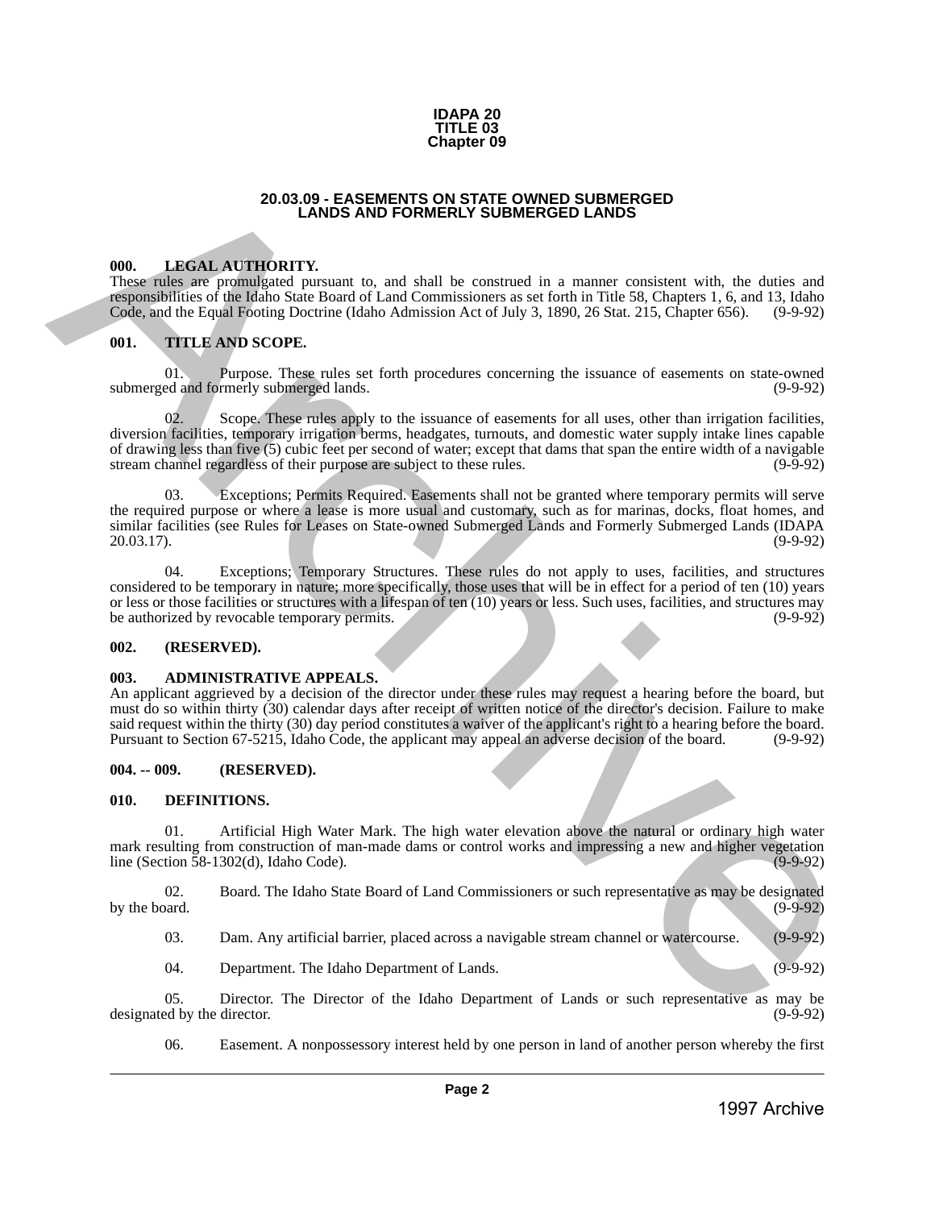**IDAPA 20**
**TITLE 03**
**Chapter 09**

# 20.03.09 - EASEMENTS ON STATE OWNED SUBMERGED LANDS AND FORMERLY SUBMERGED LANDS

## 000. LEGAL AUTHORITY.

These rules are promulgated pursuant to, and shall be construed in a manner consistent with, the duties and responsibilities of the Idaho State Board of Land Commissioners as set forth in Title 58, Chapters 1, 6, and 13, Idaho Code, and the Equal Footing Doctrine (Idaho Admission Act of July 3, 1890, 26 Stat. 215, Chapter 656). (9-9-92)

## 001. TITLE AND SCOPE.

01. Purpose. These rules set forth procedures concerning the issuance of easements on state-owned submerged and formerly submerged lands. (9-9-92)

02. Scope. These rules apply to the issuance of easements for all uses, other than irrigation facilities, diversion facilities, temporary irrigation berms, headgates, turnouts, and domestic water supply intake lines capable of drawing less than five (5) cubic feet per second of water; except that dams that span the entire width of a navigable stream channel regardless of their purpose are subject to these rules. (9-9-92)

03. Exceptions; Permits Required. Easements shall not be granted where temporary permits will serve the required purpose or where a lease is more usual and customary, such as for marinas, docks, float homes, and similar facilities (see Rules for Leases on State-owned Submerged Lands and Formerly Submerged Lands (IDAPA 20.03.17). (9-9-92)

04. Exceptions; Temporary Structures. These rules do not apply to uses, facilities, and structures considered to be temporary in nature; more specifically, those uses that will be in effect for a period of ten (10) years or less or those facilities or structures with a lifespan of ten (10) years or less. Such uses, facilities, and structures may be authorized by revocable temporary permits. (9-9-92)

## 002. (RESERVED).

## 003. ADMINISTRATIVE APPEALS.

An applicant aggrieved by a decision of the director under these rules may request a hearing before the board, but must do so within thirty (30) calendar days after receipt of written notice of the director's decision. Failure to make said request within the thirty (30) day period constitutes a waiver of the applicant's right to a hearing before the board. Pursuant to Section 67-5215, Idaho Code, the applicant may appeal an adverse decision of the board. (9-9-92)

## 004. -- 009. (RESERVED).

## 010. DEFINITIONS.

01. Artificial High Water Mark. The high water elevation above the natural or ordinary high water mark resulting from construction of man-made dams or control works and impressing a new and higher vegetation line (Section 58-1302(d), Idaho Code). (9-9-92)

02. Board. The Idaho State Board of Land Commissioners or such representative as may be designated by the board. (9-9-92)

03. Dam. Any artificial barrier, placed across a navigable stream channel or watercourse. (9-9-92)

04. Department. The Idaho Department of Lands. (9-9-92)

05. Director. The Director of the Idaho Department of Lands or such representative as may be designated by the director. (9-9-92)

06. Easement. A nonpossessory interest held by one person in land of another person whereby the first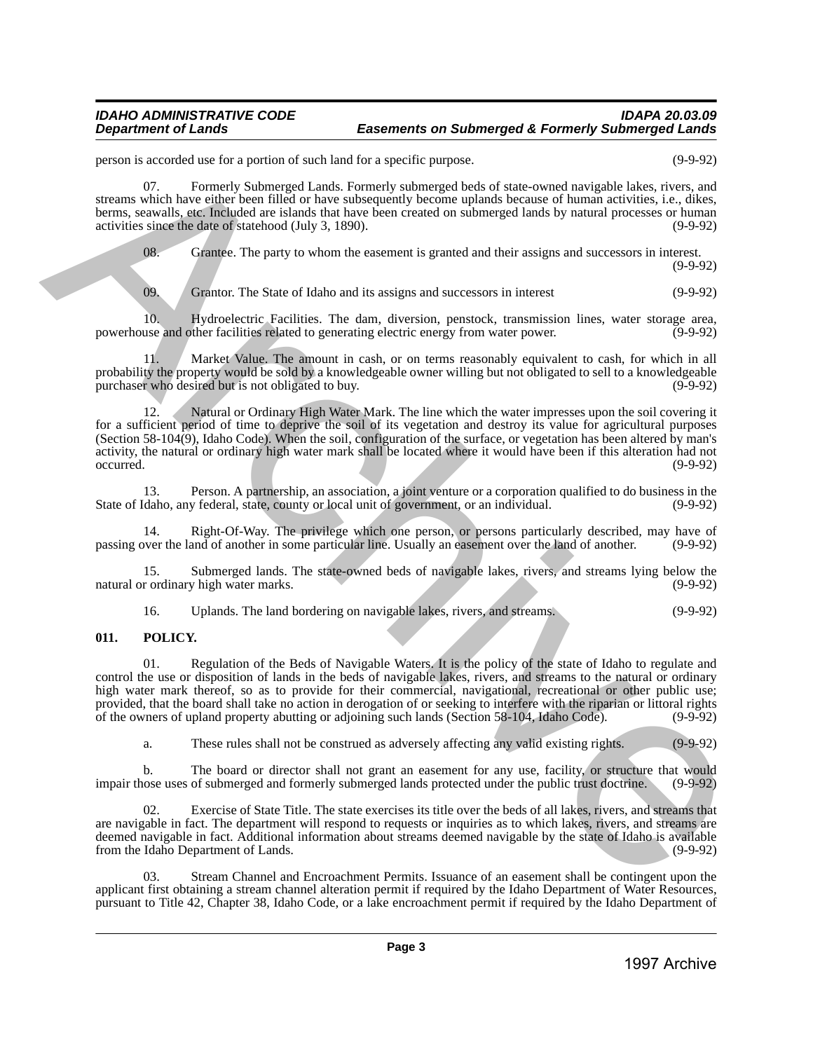person is accorded use for a portion of such land for a specific purpose. (9-9-92)

07. Formerly Submerged Lands. Formerly submerged beds of state-owned navigable lakes, rivers, and streams which have either been filled or have subsequently become uplands because of human activities, i.e., dikes, berms, seawalls, etc. Included are islands that have been created on submerged lands by natural processes or human activities since the date of statehood (July 3, 1890). (9-9-92)

08. Grantee. The party to whom the easement is granted and their assigns and successors in interest. (9-9-92)

09. Grantor. The State of Idaho and its assigns and successors in interest (9-9-92)

10. Hydroelectric Facilities. The dam, diversion, penstock, transmission lines, water storage area, powerhouse and other facilities related to generating electric energy from water power. (9-9-92)

11. Market Value. The amount in cash, or on terms reasonably equivalent to cash, for which in all probability the property would be sold by a knowledgeable owner willing but not obligated to sell to a knowledgeable purchaser who desired but is not obligated to buy. (9-9-92)

12. Natural or Ordinary High Water Mark. The line which the water impresses upon the soil covering it for a sufficient period of time to deprive the soil of its vegetation and destroy its value for agricultural purposes (Section 58-104(9), Idaho Code). When the soil, configuration of the surface, or vegetation has been altered by man's activity, the natural or ordinary high water mark shall be located where it would have been if this alteration had not occurred. (9-9-92)

13. Person. A partnership, an association, a joint venture or a corporation qualified to do business in the State of Idaho, any federal, state, county or local unit of government, or an individual. (9-9-92)

14. Right-Of-Way. The privilege which one person, or persons particularly described, may have of passing over the land of another in some particular line. Usually an easement over the land of another. (9-9-92)

15. Submerged lands. The state-owned beds of navigable lakes, rivers, and streams lying below the natural or ordinary high water marks. (9-9-92)

16. Uplands. The land bordering on navigable lakes, rivers, and streams. (9-9-92)

## 011. POLICY.

01. Regulation of the Beds of Navigable Waters. It is the policy of the state of Idaho to regulate and control the use or disposition of lands in the beds of navigable lakes, rivers, and streams to the natural or ordinary high water mark thereof, so as to provide for their commercial, navigational, recreational or other public use; provided, that the board shall take no action in derogation of or seeking to interfere with the riparian or littoral rights of the owners of upland property abutting or adjoining such lands (Section 58-104, Idaho Code). (9-9-92)

a. These rules shall not be construed as adversely affecting any valid existing rights. (9-9-92)

b. The board or director shall not grant an easement for any use, facility, or structure that would impair those uses of submerged and formerly submerged lands protected under the public trust doctrine. (9-9-92)

02. Exercise of State Title. The state exercises its title over the beds of all lakes, rivers, and streams that are navigable in fact. The department will respond to requests or inquiries as to which lakes, rivers, and streams are deemed navigable in fact. Additional information about streams deemed navigable by the state of Idaho is available from the Idaho Department of Lands. (9-9-92)

03. Stream Channel and Encroachment Permits. Issuance of an easement shall be contingent upon the applicant first obtaining a stream channel alteration permit if required by the Idaho Department of Water Resources, pursuant to Title 42, Chapter 38, Idaho Code, or a lake encroachment permit if required by the Idaho Department of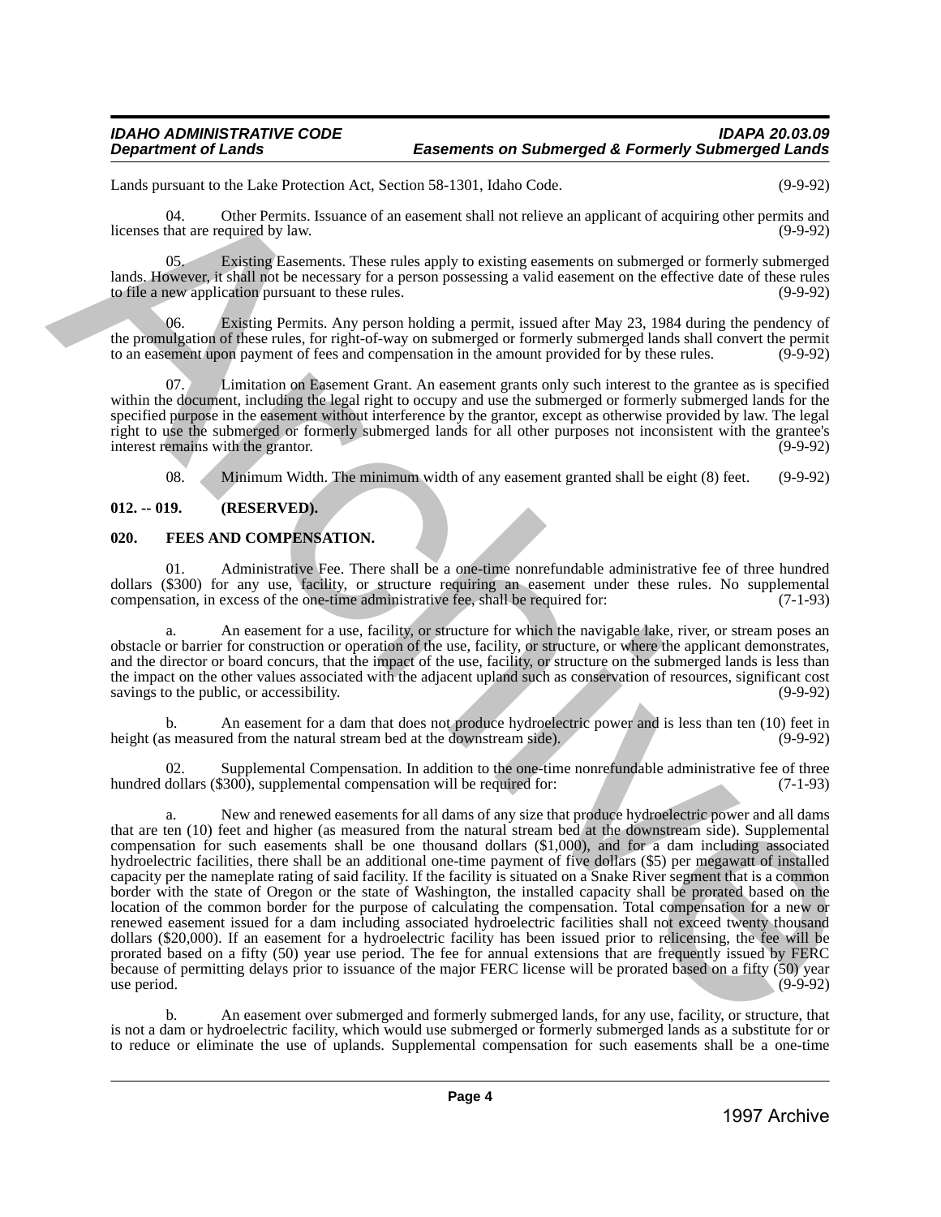Lands pursuant to the Lake Protection Act, Section 58-1301, Idaho Code. (9-9-92)

04. Other Permits. Issuance of an easement shall not relieve an applicant of acquiring other permits and licenses that are required by law. (9-9-92)

05. Existing Easements. These rules apply to existing easements on submerged or formerly submerged lands. However, it shall not be necessary for a person possessing a valid easement on the effective date of these rules to file a new application pursuant to these rules. (9-9-92)

06. Existing Permits. Any person holding a permit, issued after May 23, 1984 during the pendency of the promulgation of these rules, for right-of-way on submerged or formerly submerged lands shall convert the permit to an easement upon payment of fees and compensation in the amount provided for by these rules. (9-9-92)

07. Limitation on Easement Grant. An easement grants only such interest to the grantee as is specified within the document, including the legal right to occupy and use the submerged or formerly submerged lands for the specified purpose in the easement without interference by the grantor, except as otherwise provided by law. The legal right to use the submerged or formerly submerged lands for all other purposes not inconsistent with the grantee's interest remains with the grantor. (9-9-92)

08. Minimum Width. The minimum width of any easement granted shall be eight (8) feet. (9-9-92)

## 012. -- 019. (RESERVED).

## 020. FEES AND COMPENSATION.

01. Administrative Fee. There shall be a one-time nonrefundable administrative fee of three hundred dollars ($300) for any use, facility, or structure requiring an easement under these rules. No supplemental compensation, in excess of the one-time administrative fee, shall be required for: (7-1-93)

a. An easement for a use, facility, or structure for which the navigable lake, river, or stream poses an obstacle or barrier for construction or operation of the use, facility, or structure, or where the applicant demonstrates, and the director or board concurs, that the impact of the use, facility, or structure on the submerged lands is less than the impact on the other values associated with the adjacent upland such as conservation of resources, significant cost savings to the public, or accessibility. (9-9-92)

b. An easement for a dam that does not produce hydroelectric power and is less than ten (10) feet in height (as measured from the natural stream bed at the downstream side). (9-9-92)

02. Supplemental Compensation. In addition to the one-time nonrefundable administrative fee of three hundred dollars ($300), supplemental compensation will be required for: (7-1-93)

a. New and renewed easements for all dams of any size that produce hydroelectric power and all dams that are ten (10) feet and higher (as measured from the natural stream bed at the downstream side). Supplemental compensation for such easements shall be one thousand dollars ($1,000), and for a dam including associated hydroelectric facilities, there shall be an additional one-time payment of five dollars ($5) per megawatt of installed capacity per the nameplate rating of said facility. If the facility is situated on a Snake River segment that is a common border with the state of Oregon or the state of Washington, the installed capacity shall be prorated based on the location of the common border for the purpose of calculating the compensation. Total compensation for a new or renewed easement issued for a dam including associated hydroelectric facilities shall not exceed twenty thousand dollars ($20,000). If an easement for a hydroelectric facility has been issued prior to relicensing, the fee will be prorated based on a fifty (50) year use period. The fee for annual extensions that are frequently issued by FERC because of permitting delays prior to issuance of the major FERC license will be prorated based on a fifty (50) year use period. (9-9-92)

b. An easement over submerged and formerly submerged lands, for any use, facility, or structure, that is not a dam or hydroelectric facility, which would use submerged or formerly submerged lands as a substitute for or to reduce or eliminate the use of uplands. Supplemental compensation for such easements shall be a one-time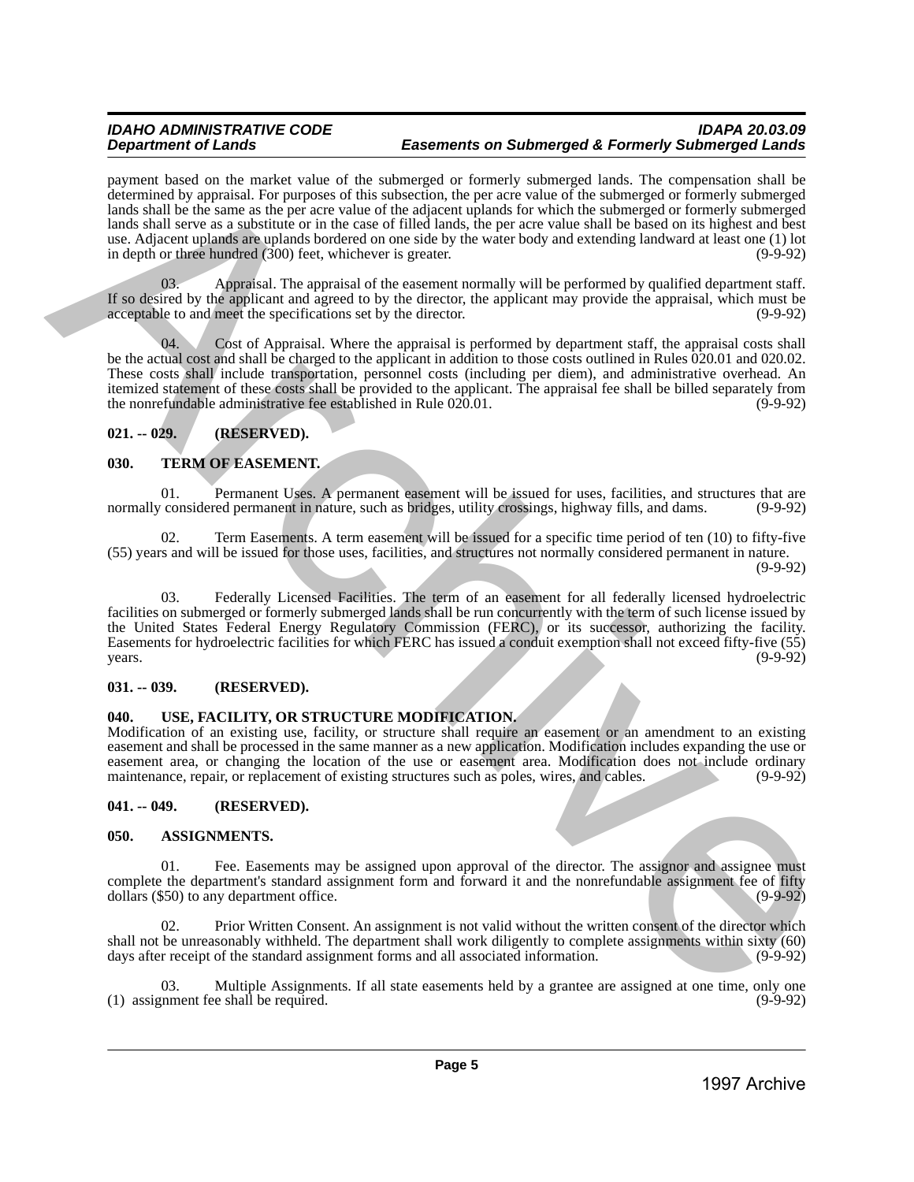payment based on the market value of the submerged or formerly submerged lands. The compensation shall be determined by appraisal. For purposes of this subsection, the per acre value of the submerged or formerly submerged lands shall be the same as the per acre value of the adjacent uplands for which the submerged or formerly submerged lands shall serve as a substitute or in the case of filled lands, the per acre value shall be based on its highest and best use. Adjacent uplands are uplands bordered on one side by the water body and extending landward at least one (1) lot in depth or three hundred (300) feet, whichever is greater. (9-9-92)

03. Appraisal. The appraisal of the easement normally will be performed by qualified department staff. If so desired by the applicant and agreed to by the director, the applicant may provide the appraisal, which must be acceptable to and meet the specifications set by the director. (9-9-92)

04. Cost of Appraisal. Where the appraisal is performed by department staff, the appraisal costs shall be the actual cost and shall be charged to the applicant in addition to those costs outlined in Rules 020.01 and 020.02. These costs shall include transportation, personnel costs (including per diem), and administrative overhead. An itemized statement of these costs shall be provided to the applicant. The appraisal fee shall be billed separately from the nonrefundable administrative fee established in Rule 020.01. (9-9-92)

## 021. -- 029. (RESERVED).

## 030. TERM OF EASEMENT.

01. Permanent Uses. A permanent easement will be issued for uses, facilities, and structures that are normally considered permanent in nature, such as bridges, utility crossings, highway fills, and dams. (9-9-92)

02. Term Easements. A term easement will be issued for a specific time period of ten (10) to fifty-five (55) years and will be issued for those uses, facilities, and structures not normally considered permanent in nature. (9-9-92)

03. Federally Licensed Facilities. The term of an easement for all federally licensed hydroelectric facilities on submerged or formerly submerged lands shall be run concurrently with the term of such license issued by the United States Federal Energy Regulatory Commission (FERC), or its successor, authorizing the facility. Easements for hydroelectric facilities for which FERC has issued a conduit exemption shall not exceed fifty-five (55) years. (9-9-92)

## 031. -- 039. (RESERVED).

## 040. USE, FACILITY, OR STRUCTURE MODIFICATION.

Modification of an existing use, facility, or structure shall require an easement or an amendment to an existing easement and shall be processed in the same manner as a new application. Modification includes expanding the use or easement area, or changing the location of the use or easement area. Modification does not include ordinary maintenance, repair, or replacement of existing structures such as poles, wires, and cables. (9-9-92)

## 041. -- 049. (RESERVED).

## 050. ASSIGNMENTS.

01. Fee. Easements may be assigned upon approval of the director. The assignor and assignee must complete the department's standard assignment form and forward it and the nonrefundable assignment fee of fifty dollars ($50) to any department office. (9-9-92)

02. Prior Written Consent. An assignment is not valid without the written consent of the director which shall not be unreasonably withheld. The department shall work diligently to complete assignments within sixty (60) days after receipt of the standard assignment forms and all associated information. (9-9-92)

03. Multiple Assignments. If all state easements held by a grantee are assigned at one time, only one (1) assignment fee shall be required. (9-9-92)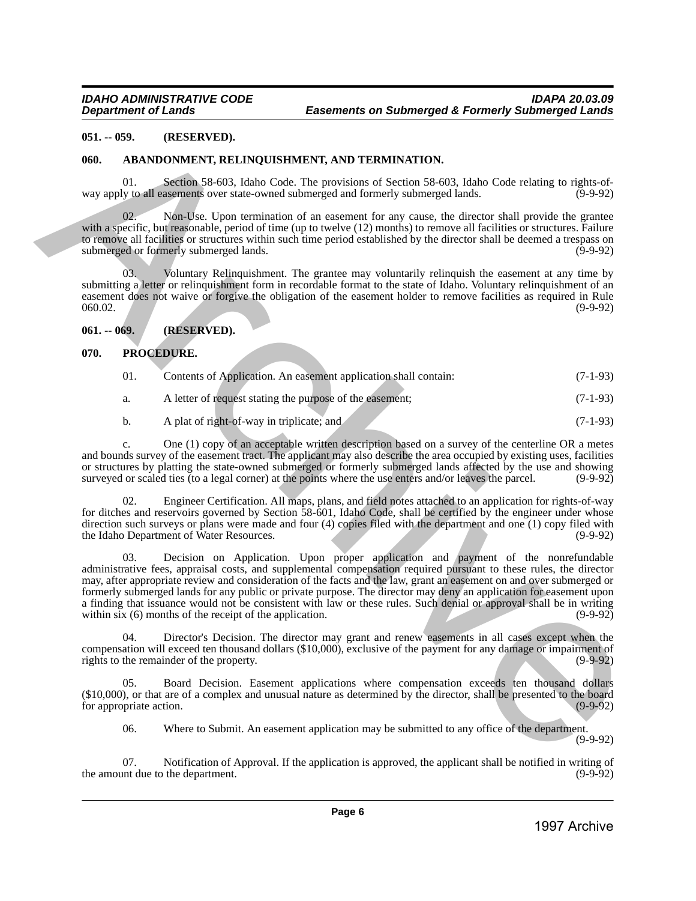**051. -- 059. (RESERVED).**

**060. ABANDONMENT, RELINQUISHMENT, AND TERMINATION.**

01. Section 58-603, Idaho Code. The provisions of Section 58-603, Idaho Code relating to rights-of-way apply to all easements over state-owned submerged and formerly submerged lands. (9-9-92)

02. Non-Use. Upon termination of an easement for any cause, the director shall provide the grantee with a specific, but reasonable, period of time (up to twelve (12) months) to remove all facilities or structures. Failure to remove all facilities or structures within such time period established by the director shall be deemed a trespass on submerged or formerly submerged lands. (9-9-92)

03. Voluntary Relinquishment. The grantee may voluntarily relinquish the easement at any time by submitting a letter or relinquishment form in recordable format to the state of Idaho. Voluntary relinquishment of an easement does not waive or forgive the obligation of the easement holder to remove facilities as required in Rule 060.02. (9-9-92)

**061. -- 069. (RESERVED).**

**070. PROCEDURE.**

01. Contents of Application. An easement application shall contain: (7-1-93)

a. A letter of request stating the purpose of the easement; (7-1-93)

b. A plat of right-of-way in triplicate; and (7-1-93)

c. One (1) copy of an acceptable written description based on a survey of the centerline OR a metes and bounds survey of the easement tract. The applicant may also describe the area occupied by existing uses, facilities or structures by platting the state-owned submerged or formerly submerged lands affected by the use and showing surveyed or scaled ties (to a legal corner) at the points where the use enters and/or leaves the parcel. (9-9-92)

02. Engineer Certification. All maps, plans, and field notes attached to an application for rights-of-way for ditches and reservoirs governed by Section 58-601, Idaho Code, shall be certified by the engineer under whose direction such surveys or plans were made and four (4) copies filed with the department and one (1) copy filed with the Idaho Department of Water Resources. (9-9-92)

03. Decision on Application. Upon proper application and payment of the nonrefundable administrative fees, appraisal costs, and supplemental compensation required pursuant to these rules, the director may, after appropriate review and consideration of the facts and the law, grant an easement on and over submerged or formerly submerged lands for any public or private purpose. The director may deny an application for easement upon a finding that issuance would not be consistent with law or these rules. Such denial or approval shall be in writing within six (6) months of the receipt of the application. (9-9-92)

04. Director's Decision. The director may grant and renew easements in all cases except when the compensation will exceed ten thousand dollars ($10,000), exclusive of the payment for any damage or impairment of rights to the remainder of the property. (9-9-92)

05. Board Decision. Easement applications where compensation exceeds ten thousand dollars ($10,000), or that are of a complex and unusual nature as determined by the director, shall be presented to the board for appropriate action. (9-9-92)

06. Where to Submit. An easement application may be submitted to any office of the department. (9-9-92)

07. Notification of Approval. If the application is approved, the applicant shall be notified in writing of the amount due to the department. (9-9-92)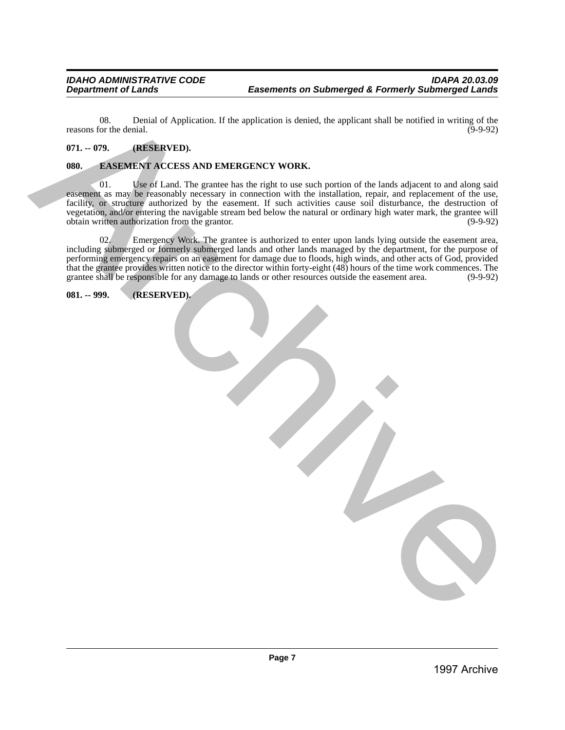08. Denial of Application. If the application is denied, the applicant shall be notified in writing of the reasons for the denial. (9-9-92)

**071. -- 079. (RESERVED).**

**080. EASEMENT ACCESS AND EMERGENCY WORK.**

01. Use of Land. The grantee has the right to use such portion of the lands adjacent to and along said easement as may be reasonably necessary in connection with the installation, repair, and replacement of the use, facility, or structure authorized by the easement. If such activities cause soil disturbance, the destruction of vegetation, and/or entering the navigable stream bed below the natural or ordinary high water mark, the grantee will obtain written authorization from the grantor. (9-9-92)

02. Emergency Work. The grantee is authorized to enter upon lands lying outside the easement area, including submerged or formerly submerged lands and other lands managed by the department, for the purpose of performing emergency repairs on an easement for damage due to floods, high winds, and other acts of God, provided that the grantee provides written notice to the director within forty-eight (48) hours of the time work commences. The grantee shall be responsible for any damage to lands or other resources outside the easement area. (9-9-92)

**081. -- 999. (RESERVED).**